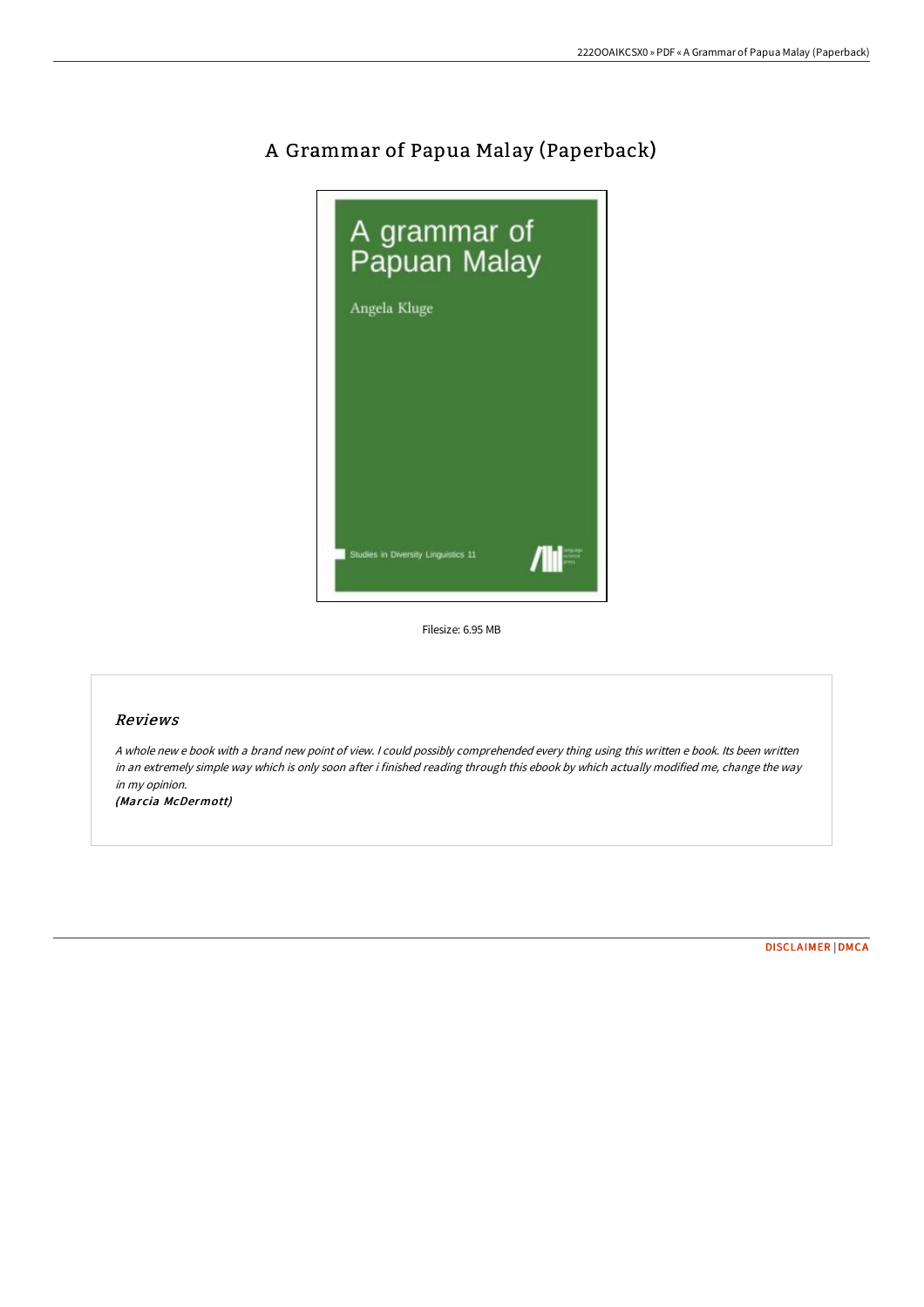# A Grammar of Papua Malay (Paperback)

A grammar of Papuan Malay

Angela Kluge

Studies in Diversity Linguistics 11

Filesize: 6.95 MB

## Reviews

*A whole new e book with a brand new point of view. I could possibly comprehended every thing using this written e book. Its been written in an extremely simple way which is only soon after i finished reading through this ebook by which actually modified me, change the way in my opinion.*

*(Marcia McDermott)*

DISCLAIMER | DMCA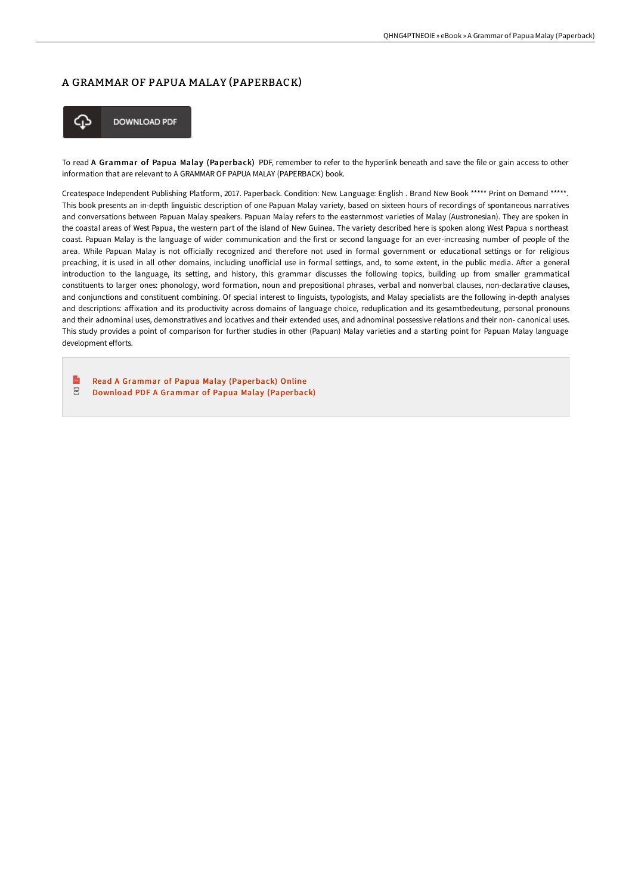# A GRAMMAR OF PAPUA MALAY (PAPERBACK)

DOWNLOAD PDF

To read **A Grammar of Papua Malay (Paperback)** PDF, remember to refer to the hyperlink beneath and save the file or gain access to other information that are relevant to A GRAMMAR OF PAPUA MALAY (PAPERBACK) book.

Createspace Independent Publishing Platform, 2017. Paperback. Condition: New. Language: English . Brand New Book ***** Print on Demand *****. This book presents an in-depth linguistic description of one Papuan Malay variety, based on sixteen hours of recordings of spontaneous narratives and conversations between Papuan Malay speakers. Papuan Malay refers to the easternmost varieties of Malay (Austronesian). They are spoken in the coastal areas of West Papua, the western part of the island of New Guinea. The variety described here is spoken along West Papua s northeast coast. Papuan Malay is the language of wider communication and the first or second language for an ever-increasing number of people of the area. While Papuan Malay is not officially recognized and therefore not used in formal government or educational settings or for religious preaching, it is used in all other domains, including unofficial use in formal settings, and, to some extent, in the public media. After a general introduction to the language, its setting, and history, this grammar discusses the following topics, building up from smaller grammatical constituents to larger ones: phonology, word formation, noun and prepositional phrases, verbal and nonverbal clauses, non-declarative clauses, and conjunctions and constituent combining. Of special interest to linguists, typologists, and Malay specialists are the following in-depth analyses and descriptions: affixation and its productivity across domains of language choice, reduplication and its gesamtbedeutung, personal pronouns and their adnominal uses, demonstratives and locatives and their extended uses, and adnominal possessive relations and their non- canonical uses. This study provides a point of comparison for further studies in other (Papuan) Malay varieties and a starting point for Papuan Malay language development efforts.

- Read A Grammar of Papua Malay (Paperback) Online
- Download PDF A Grammar of Papua Malay (Paperback)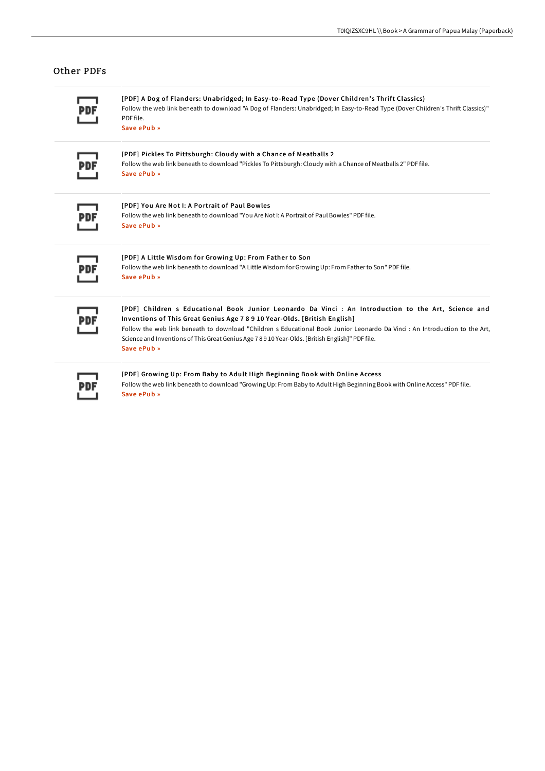## Other PDFs

[PDF] A Dog of Flanders: Unabridged; In Easy-to-Read Type (Dover Children's Thrift Classics)
Follow the web link beneath to download "A Dog of Flanders: Unabridged; In Easy-to-Read Type (Dover Children's Thrift Classics)" PDF file.
Save ePub »

[PDF] Pickles To Pittsburgh: Cloudy with a Chance of Meatballs 2
Follow the web link beneath to download "Pickles To Pittsburgh: Cloudy with a Chance of Meatballs 2" PDF file.
Save ePub »

[PDF] You Are Not I: A Portrait of Paul Bowles
Follow the web link beneath to download "You Are Not I: A Portrait of Paul Bowles" PDF file.
Save ePub »

[PDF] A Little Wisdom for Growing Up: From Father to Son
Follow the web link beneath to download "A Little Wisdom for Growing Up: From Father to Son" PDF file.
Save ePub »

[PDF] Children s Educational Book Junior Leonardo Da Vinci : An Introduction to the Art, Science and Inventions of This Great Genius Age 7 8 9 10 Year-Olds. [British English]
Follow the web link beneath to download "Children s Educational Book Junior Leonardo Da Vinci : An Introduction to the Art, Science and Inventions of This Great Genius Age 7 8 9 10 Year-Olds. [British English]" PDF file.
Save ePub »

[PDF] Growing Up: From Baby to Adult High Beginning Book with Online Access
Follow the web link beneath to download "Growing Up: From Baby to Adult High Beginning Book with Online Access" PDF file.
Save ePub »